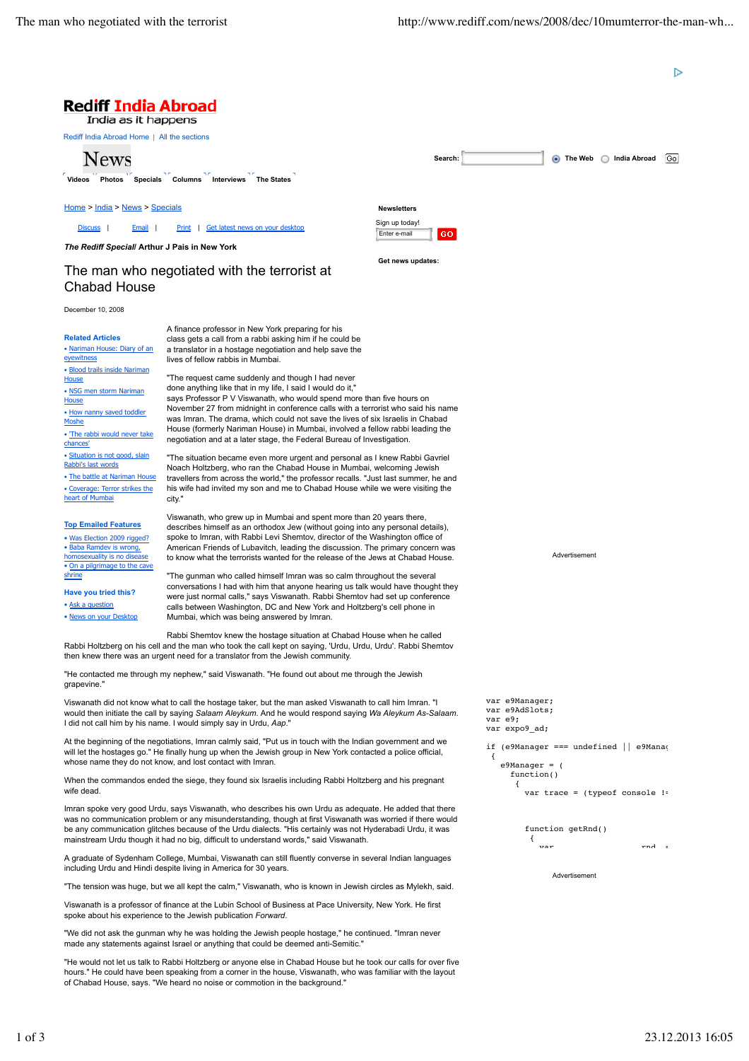Rediff India Abroad

India as it happens

Rediff India Abroad Home | All the sections

News

Videos Photos Specials Columns Interviews The States

Home > India > News > Specials

Discuss | Email | Print | Get latest news on your desktop

*The Rediff Special*/ Arthur J Pais in New York

# The man who negotiated with the terrorist at Chabad House

December 10, 2008

**Related Articles**

- Nariman House: Diary of an eyewitness
- Blood trails inside Nariman House
- NSG men storm Nariman House
- How nanny saved toddler Moshe
- 'The rabbi would never take chances'
- Situation is not good, slain Rabbi's last words
- The battle at Nariman House
- Coverage: Terror strikes the heart of Mumbai

**Top Emailed Features**

- Was Election 2009 rigged?
- Baba Ramdev is wrong, homosexuality is no disease
- On a pilgrimage to the cave shrine

**Have you tried this?**

- Ask a question
- News on your Desktop

A finance professor in New York preparing for his class gets a call from a rabbi asking him if he could be a translator in a hostage negotiation and help save the lives of fellow rabbis in Mumbai.

"The request came suddenly and though I had never done anything like that in my life, I said I would do it," says Professor P V Viswanath, who would spend more than five hours on November 27 from midnight in conference calls with a terrorist who said his name was Imran. The drama, which could not save the lives of six Israelis in Chabad House (formerly Nariman House) in Mumbai, involved a fellow rabbi leading the negotiation and at a later stage, the Federal Bureau of Investigation.

"The situation became even more urgent and personal as I knew Rabbi Gavriel Noach Holtzberg, who ran the Chabad House in Mumbai, welcoming Jewish travellers from across the world," the professor recalls. "Just last summer, he and his wife had invited my son and me to Chabad House while we were visiting the city."

Viswanath, who grew up in Mumbai and spent more than 20 years there, describes himself as an orthodox Jew (without going into any personal details), spoke to Imran, with Rabbi Levi Shemtov, director of the Washington office of American Friends of Lubavitch, leading the discussion. The primary concern was to know what the terrorists wanted for the release of the Jews at Chabad House.

"The gunman who called himself Imran was so calm throughout the several conversations I had with him that anyone hearing us talk would have thought they were just normal calls," says Viswanath. Rabbi Shemtov had set up conference calls between Washington, DC and New York and Holtzberg's cell phone in Mumbai, which was being answered by Imran.

Rabbi Shemtov knew the hostage situation at Chabad House when he called Rabbi Holtzberg on his cell and the man who took the call kept on saying, 'Urdu, Urdu, Urdu'. Rabbi Shemtov then knew there was an urgent need for a translator from the Jewish community.

"He contacted me through my nephew," said Viswanath. "He found out about me through the Jewish grapevine."

Viswanath did not know what to call the hostage taker, but the man asked Viswanath to call him Imran. "I would then initiate the call by saying *Salaam Aleykum*. And he would respond saying *Wa Aleykum As-Salaam*. I did not call him by his name. I would simply say in Urdu, *Aap*."

At the beginning of the negotiations, Imran calmly said, "Put us in touch with the Indian government and we will let the hostages go." He finally hung up when the Jewish group in New York contacted a police official, whose name they do not know, and lost contact with Imran.

When the commandos ended the siege, they found six Israelis including Rabbi Holtzberg and his pregnant wife dead.

Imran spoke very good Urdu, says Viswanath, who describes his own Urdu as adequate. He added that there was no communication problem or any misunderstanding, though at first Viswanath was worried if there would be any communication glitches because of the Urdu dialects. "His certainly was not Hyderabadi Urdu, it was mainstream Urdu though it had no big, difficult to understand words," said Viswanath.

A graduate of Sydenham College, Mumbai, Viswanath can still fluently converse in several Indian languages including Urdu and Hindi despite living in America for 30 years.

"The tension was huge, but we all kept the calm," Viswanath, who is known in Jewish circles as Mylekh, said.

Viswanath is a professor of finance at the Lubin School of Business at Pace University, New York. He first spoke about his experience to the Jewish publication *Forward*.

"We did not ask the gunman why he was holding the Jewish people hostage," he continued. "Imran never made any statements against Israel or anything that could be deemed anti-Semitic."

"He would not let us talk to Rabbi Holtzberg or anyone else in Chabad House but he took our calls for over five hours." He could have been speaking from a corner in the house, Viswanath, who was familiar with the layout of Chabad House, says. "We heard no noise or commotion in the background."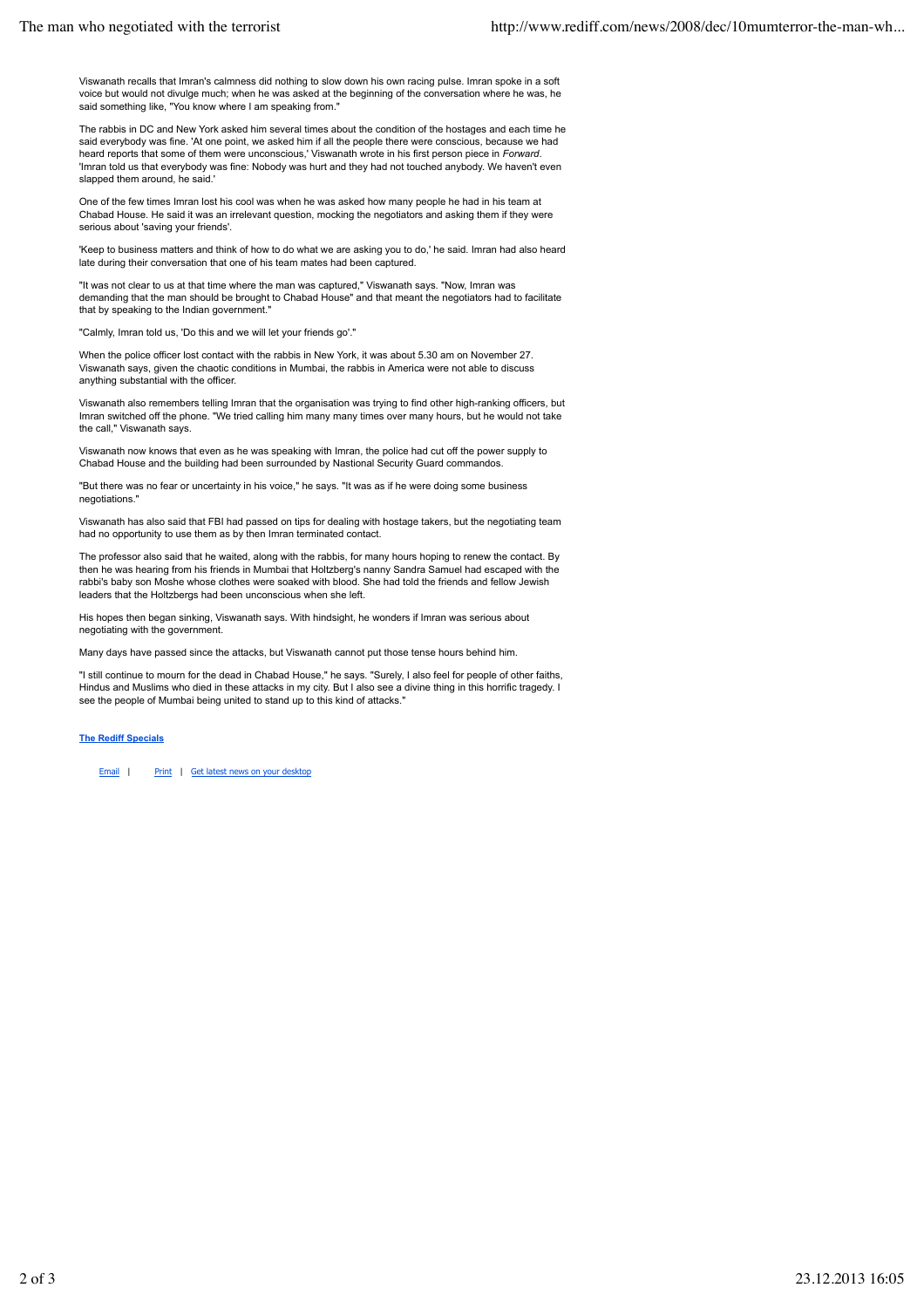Viswanath recalls that Imran's calmness did nothing to slow down his own racing pulse. Imran spoke in a soft voice but would not divulge much; when he was asked at the beginning of the conversation where he was, he said something like, "You know where I am speaking from."

The rabbis in DC and New York asked him several times about the condition of the hostages and each time he said everybody was fine. 'At one point, we asked him if all the people there were conscious, because we had heard reports that some of them were unconscious,' Viswanath wrote in his first person piece in *Forward*. 'Imran told us that everybody was fine: Nobody was hurt and they had not touched anybody. We haven't even slapped them around, he said.'

One of the few times Imran lost his cool was when he was asked how many people he had in his team at Chabad House. He said it was an irrelevant question, mocking the negotiators and asking them if they were serious about 'saving your friends'.

'Keep to business matters and think of how to do what we are asking you to do,' he said. Imran had also heard late during their conversation that one of his team mates had been captured.

"It was not clear to us at that time where the man was captured," Viswanath says. "Now, Imran was demanding that the man should be brought to Chabad House" and that meant the negotiators had to facilitate that by speaking to the Indian government."

"Calmly, Imran told us, 'Do this and we will let your friends go'."

When the police officer lost contact with the rabbis in New York, it was about 5.30 am on November 27. Viswanath says, given the chaotic conditions in Mumbai, the rabbis in America were not able to discuss anything substantial with the officer.

Viswanath also remembers telling Imran that the organisation was trying to find other high-ranking officers, but Imran switched off the phone. "We tried calling him many many times over many hours, but he would not take the call," Viswanath says.

Viswanath now knows that even as he was speaking with Imran, the police had cut off the power supply to Chabad House and the building had been surrounded by Nastional Security Guard commandos.

"But there was no fear or uncertainty in his voice," he says. "It was as if he were doing some business negotiations."

Viswanath has also said that FBI had passed on tips for dealing with hostage takers, but the negotiating team had no opportunity to use them as by then Imran terminated contact.

The professor also said that he waited, along with the rabbis, for many hours hoping to renew the contact. By then he was hearing from his friends in Mumbai that Holtzberg's nanny Sandra Samuel had escaped with the rabbi's baby son Moshe whose clothes were soaked with blood. She had told the friends and fellow Jewish leaders that the Holtzbergs had been unconscious when she left.

His hopes then began sinking, Viswanath says. With hindsight, he wonders if Imran was serious about negotiating with the government.

Many days have passed since the attacks, but Viswanath cannot put those tense hours behind him.

"I still continue to mourn for the dead in Chabad House," he says. "Surely, I also feel for people of other faiths, Hindus and Muslims who died in these attacks in my city. But I also see a divine thing in this horrific tragedy. I see the people of Mumbai being united to stand up to this kind of attacks."

**The Rediff Specials**

Email | Print | Get latest news on your desktop